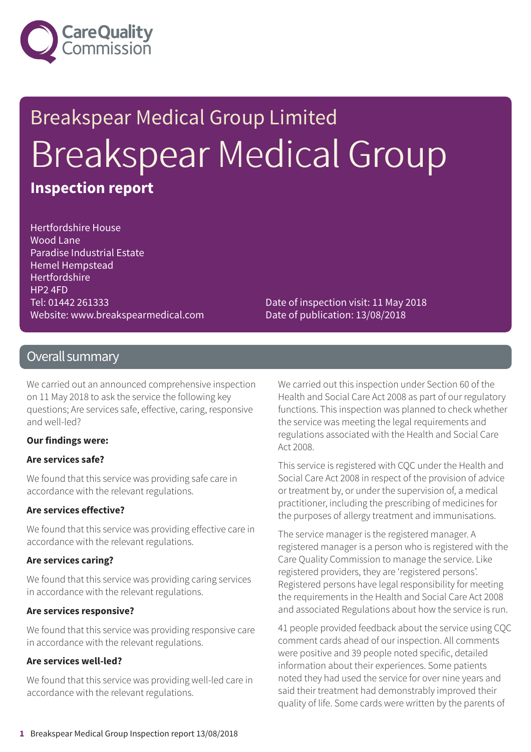Care Quality Commission

# Breakspear Medical Group Limited

# Breakspear Medical Group

**Inspection report**

Hertfordshire House
Wood Lane
Paradise Industrial Estate
Hemel Hempstead
Hertfordshire
HP2 4FD
Tel: 01442 261333
Website: www.breakspearmedical.com

Date of inspection visit: 11 May 2018
Date of publication: 13/08/2018

## Overall summary

We carried out an announced comprehensive inspection on 11 May 2018 to ask the service the following key questions; Are services safe, effective, caring, responsive and well-led?

**Our findings were:**

**Are services safe?**

We found that this service was providing safe care in accordance with the relevant regulations.

**Are services effective?**

We found that this service was providing effective care in accordance with the relevant regulations.

**Are services caring?**

We found that this service was providing caring services in accordance with the relevant regulations.

**Are services responsive?**

We found that this service was providing responsive care in accordance with the relevant regulations.

**Are services well-led?**

We found that this service was providing well-led care in accordance with the relevant regulations.

We carried out this inspection under Section 60 of the Health and Social Care Act 2008 as part of our regulatory functions. This inspection was planned to check whether the service was meeting the legal requirements and regulations associated with the Health and Social Care Act 2008.

This service is registered with CQC under the Health and Social Care Act 2008 in respect of the provision of advice or treatment by, or under the supervision of, a medical practitioner, including the prescribing of medicines for the purposes of allergy treatment and immunisations.

The service manager is the registered manager. A registered manager is a person who is registered with the Care Quality Commission to manage the service. Like registered providers, they are 'registered persons'. Registered persons have legal responsibility for meeting the requirements in the Health and Social Care Act 2008 and associated Regulations about how the service is run.

41 people provided feedback about the service using CQC comment cards ahead of our inspection. All comments were positive and 39 people noted specific, detailed information about their experiences. Some patients noted they had used the service for over nine years and said their treatment had demonstrably improved their quality of life. Some cards were written by the parents of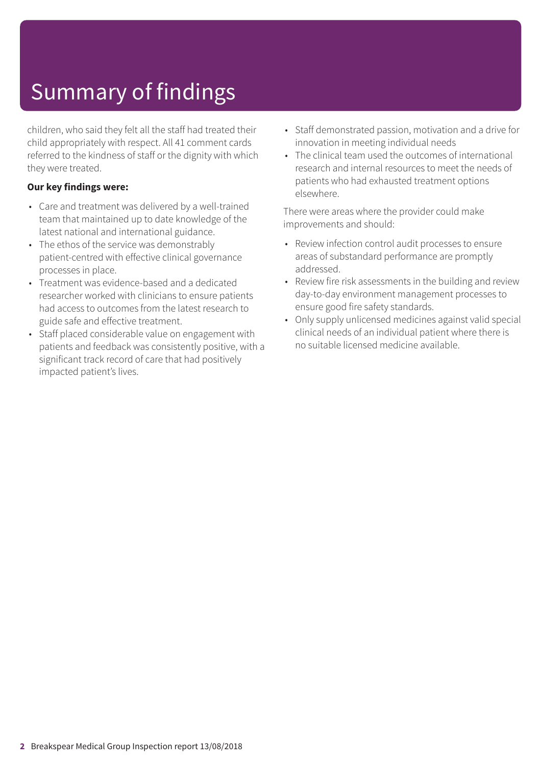# Summary of findings

children, who said they felt all the staff had treated their child appropriately with respect. All 41 comment cards referred to the kindness of staff or the dignity with which they were treated.

**Our key findings were:**

- Care and treatment was delivered by a well-trained team that maintained up to date knowledge of the latest national and international guidance.
- The ethos of the service was demonstrably patient-centred with effective clinical governance processes in place.
- Treatment was evidence-based and a dedicated researcher worked with clinicians to ensure patients had access to outcomes from the latest research to guide safe and effective treatment.
- Staff placed considerable value on engagement with patients and feedback was consistently positive, with a significant track record of care that had positively impacted patient's lives.
- Staff demonstrated passion, motivation and a drive for innovation in meeting individual needs
- The clinical team used the outcomes of international research and internal resources to meet the needs of patients who had exhausted treatment options elsewhere.

There were areas where the provider could make improvements and should:

- Review infection control audit processes to ensure areas of substandard performance are promptly addressed.
- Review fire risk assessments in the building and review day-to-day environment management processes to ensure good fire safety standards.
- Only supply unlicensed medicines against valid special clinical needs of an individual patient where there is no suitable licensed medicine available.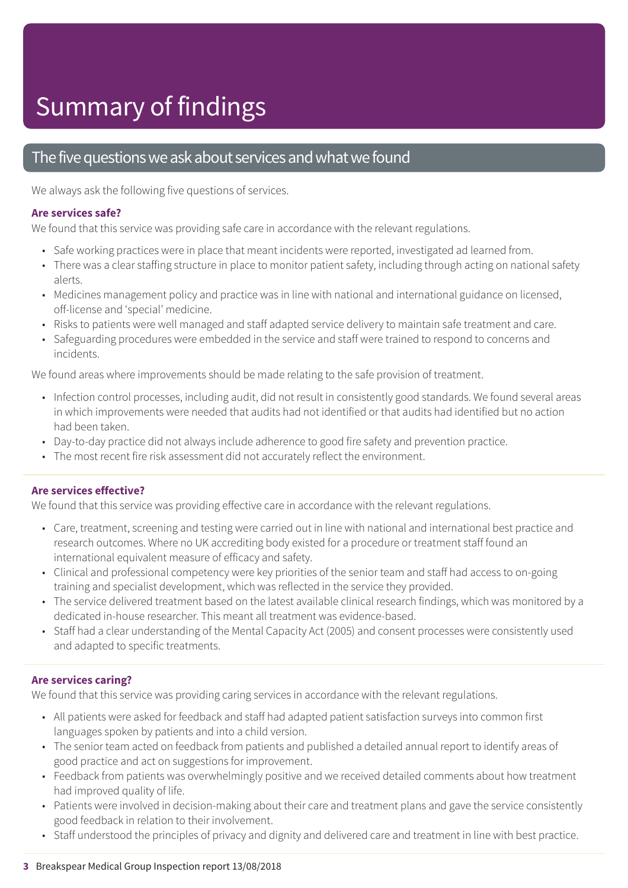# Summary of findings

## The five questions we ask about services and what we found

We always ask the following five questions of services.

### Are services safe?

We found that this service was providing safe care in accordance with the relevant regulations.

- Safe working practices were in place that meant incidents were reported, investigated ad learned from.
- There was a clear staffing structure in place to monitor patient safety, including through acting on national safety alerts.
- Medicines management policy and practice was in line with national and international guidance on licensed, off-license and 'special' medicine.
- Risks to patients were well managed and staff adapted service delivery to maintain safe treatment and care.
- Safeguarding procedures were embedded in the service and staff were trained to respond to concerns and incidents.

We found areas where improvements should be made relating to the safe provision of treatment.

- Infection control processes, including audit, did not result in consistently good standards. We found several areas in which improvements were needed that audits had not identified or that audits had identified but no action had been taken.
- Day-to-day practice did not always include adherence to good fire safety and prevention practice.
- The most recent fire risk assessment did not accurately reflect the environment.

### Are services effective?

We found that this service was providing effective care in accordance with the relevant regulations.

- Care, treatment, screening and testing were carried out in line with national and international best practice and research outcomes. Where no UK accrediting body existed for a procedure or treatment staff found an international equivalent measure of efficacy and safety.
- Clinical and professional competency were key priorities of the senior team and staff had access to on-going training and specialist development, which was reflected in the service they provided.
- The service delivered treatment based on the latest available clinical research findings, which was monitored by a dedicated in-house researcher. This meant all treatment was evidence-based.
- Staff had a clear understanding of the Mental Capacity Act (2005) and consent processes were consistently used and adapted to specific treatments.

### Are services caring?

We found that this service was providing caring services in accordance with the relevant regulations.

- All patients were asked for feedback and staff had adapted patient satisfaction surveys into common first languages spoken by patients and into a child version.
- The senior team acted on feedback from patients and published a detailed annual report to identify areas of good practice and act on suggestions for improvement.
- Feedback from patients was overwhelmingly positive and we received detailed comments about how treatment had improved quality of life.
- Patients were involved in decision-making about their care and treatment plans and gave the service consistently good feedback in relation to their involvement.
- Staff understood the principles of privacy and dignity and delivered care and treatment in line with best practice.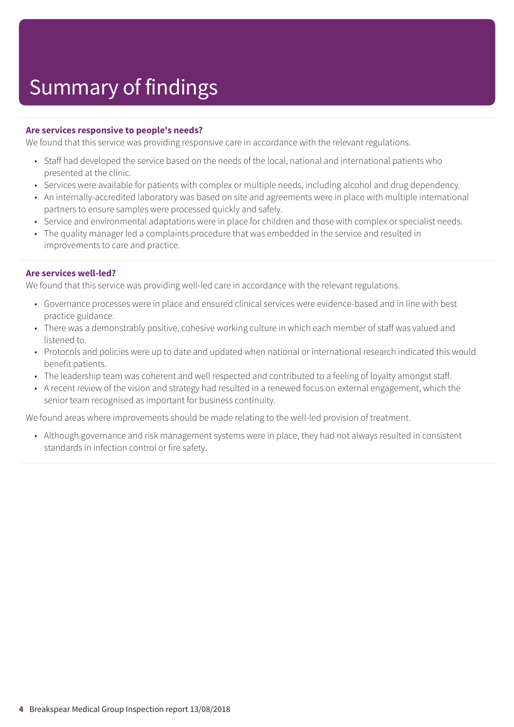# Summary of findings

**Are services responsive to people's needs?**

We found that this service was providing responsive care in accordance with the relevant regulations.

- Staff had developed the service based on the needs of the local, national and international patients who presented at the clinic.
- Services were available for patients with complex or multiple needs, including alcohol and drug dependency.
- An internally-accredited laboratory was based on site and agreements were in place with multiple international partners to ensure samples were processed quickly and safely.
- Service and environmental adaptations were in place for children and those with complex or specialist needs.
- The quality manager led a complaints procedure that was embedded in the service and resulted in improvements to care and practice.

**Are services well-led?**

We found that this service was providing well-led care in accordance with the relevant regulations.

- Governance processes were in place and ensured clinical services were evidence-based and in line with best practice guidance.
- There was a demonstrably positive, cohesive working culture in which each member of staff was valued and listened to.
- Protocols and policies were up to date and updated when national or international research indicated this would benefit patients.
- The leadership team was coherent and well respected and contributed to a feeling of loyalty amongst staff.
- A recent review of the vision and strategy had resulted in a renewed focus on external engagement, which the senior team recognised as important for business continuity.

We found areas where improvements should be made relating to the well-led provision of treatment.

- Although governance and risk management systems were in place, they had not always resulted in consistent standards in infection control or fire safety.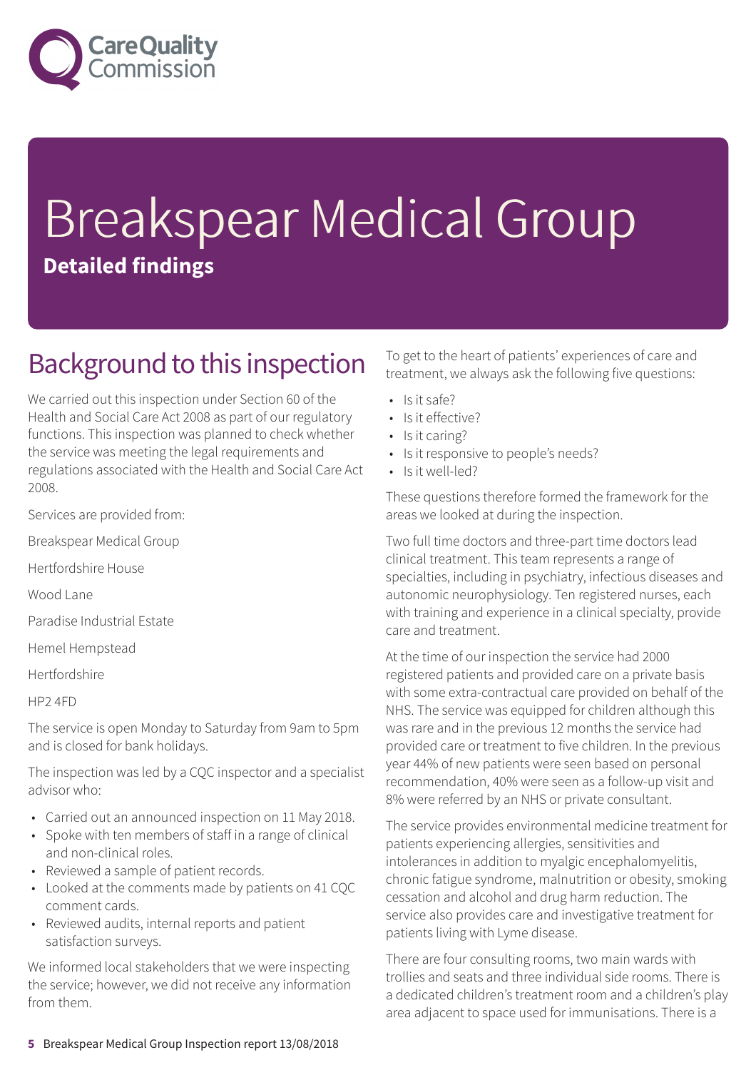# Breakspear Medical Group

**Detailed findings**

## Background to this inspection

We carried out this inspection under Section 60 of the Health and Social Care Act 2008 as part of our regulatory functions. This inspection was planned to check whether the service was meeting the legal requirements and regulations associated with the Health and Social Care Act 2008.

Services are provided from:

Breakspear Medical Group

Hertfordshire House

Wood Lane

Paradise Industrial Estate

Hemel Hempstead

Hertfordshire

HP2 4FD

The service is open Monday to Saturday from 9am to 5pm and is closed for bank holidays.

The inspection was led by a CQC inspector and a specialist advisor who:

- Carried out an announced inspection on 11 May 2018.
- Spoke with ten members of staff in a range of clinical and non-clinical roles.
- Reviewed a sample of patient records.
- Looked at the comments made by patients on 41 CQC comment cards.
- Reviewed audits, internal reports and patient satisfaction surveys.

We informed local stakeholders that we were inspecting the service; however, we did not receive any information from them.

To get to the heart of patients' experiences of care and treatment, we always ask the following five questions:

- Is it safe?
- Is it effective?
- Is it caring?
- Is it responsive to people's needs?
- Is it well-led?

These questions therefore formed the framework for the areas we looked at during the inspection.

Two full time doctors and three-part time doctors lead clinical treatment. This team represents a range of specialties, including in psychiatry, infectious diseases and autonomic neurophysiology. Ten registered nurses, each with training and experience in a clinical specialty, provide care and treatment.

At the time of our inspection the service had 2000 registered patients and provided care on a private basis with some extra-contractual care provided on behalf of the NHS. The service was equipped for children although this was rare and in the previous 12 months the service had provided care or treatment to five children. In the previous year 44% of new patients were seen based on personal recommendation, 40% were seen as a follow-up visit and 8% were referred by an NHS or private consultant.

The service provides environmental medicine treatment for patients experiencing allergies, sensitivities and intolerances in addition to myalgic encephalomyelitis, chronic fatigue syndrome, malnutrition or obesity, smoking cessation and alcohol and drug harm reduction. The service also provides care and investigative treatment for patients living with Lyme disease.

There are four consulting rooms, two main wards with trollies and seats and three individual side rooms. There is a dedicated children's treatment room and a children's play area adjacent to space used for immunisations. There is a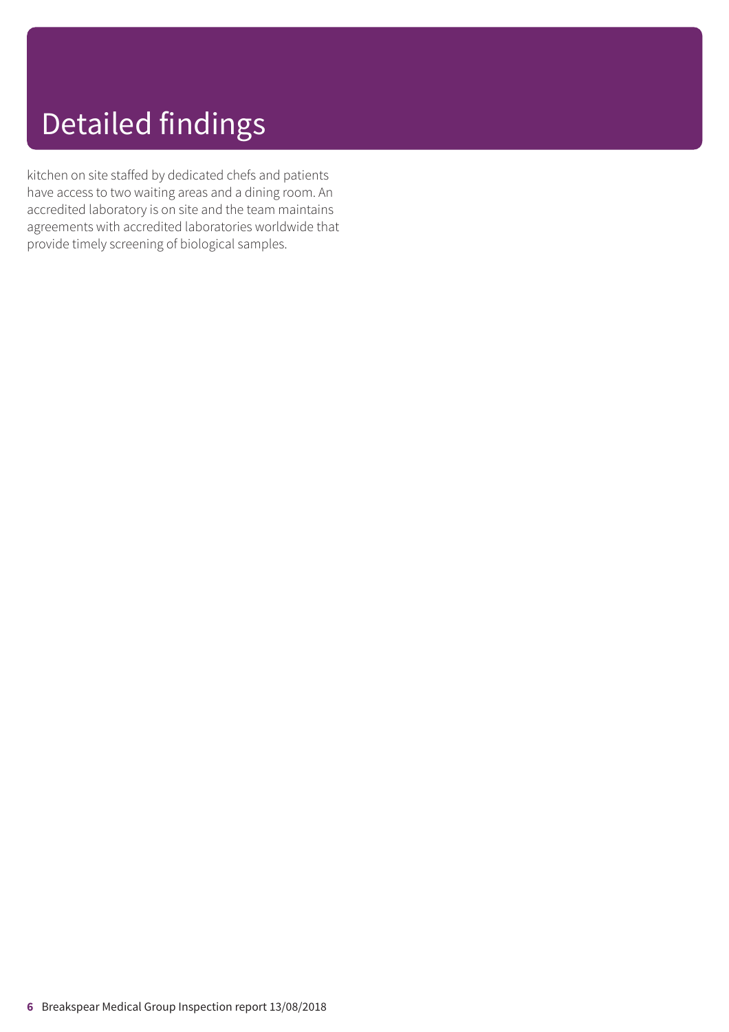# Detailed findings

kitchen on site staffed by dedicated chefs and patients have access to two waiting areas and a dining room. An accredited laboratory is on site and the team maintains agreements with accredited laboratories worldwide that provide timely screening of biological samples.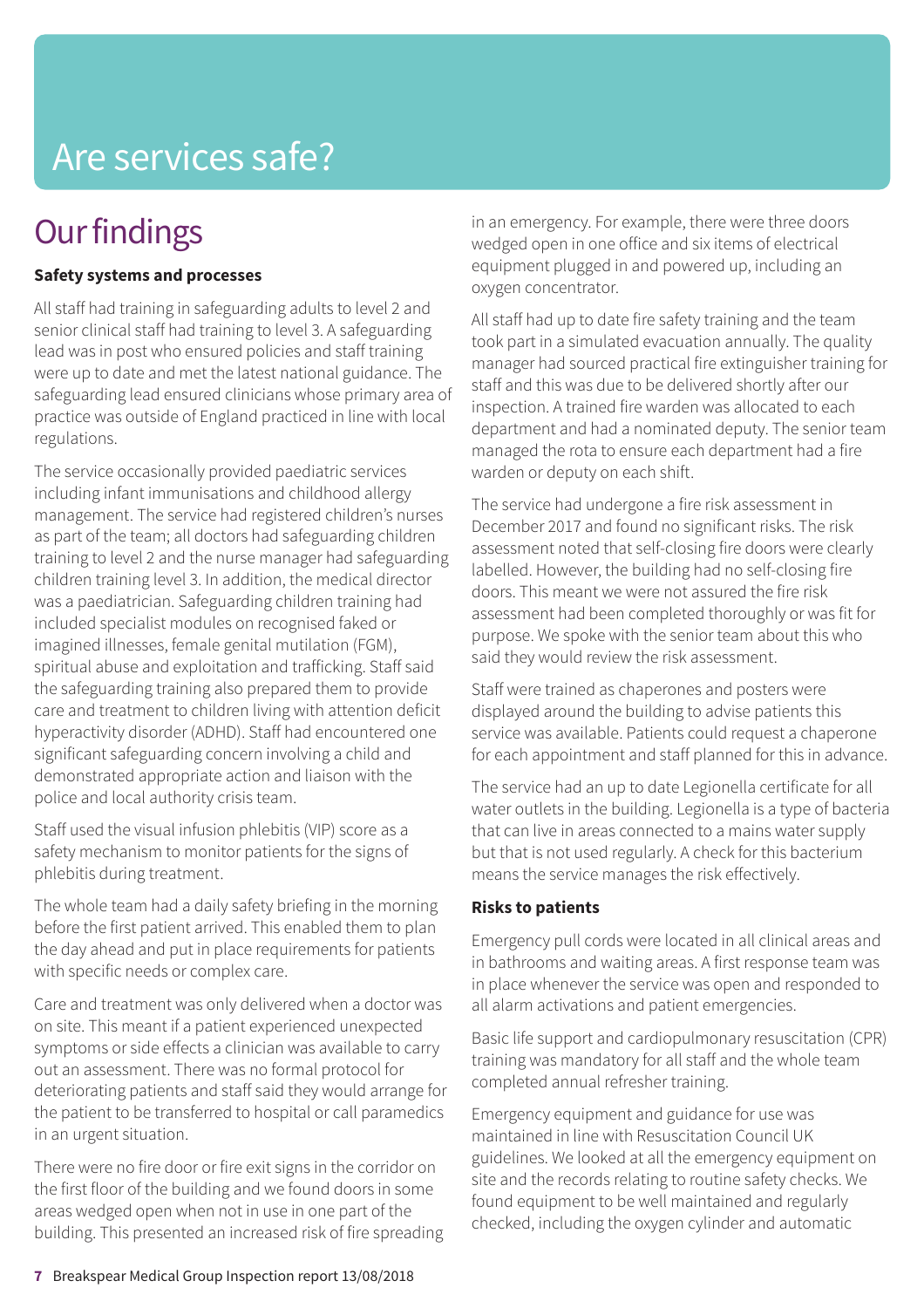# Are services safe?

## Our findings

**Safety systems and processes**

All staff had training in safeguarding adults to level 2 and senior clinical staff had training to level 3. A safeguarding lead was in post who ensured policies and staff training were up to date and met the latest national guidance. The safeguarding lead ensured clinicians whose primary area of practice was outside of England practiced in line with local regulations.

The service occasionally provided paediatric services including infant immunisations and childhood allergy management. The service had registered children's nurses as part of the team; all doctors had safeguarding children training to level 2 and the nurse manager had safeguarding children training level 3. In addition, the medical director was a paediatrician. Safeguarding children training had included specialist modules on recognised faked or imagined illnesses, female genital mutilation (FGM), spiritual abuse and exploitation and trafficking. Staff said the safeguarding training also prepared them to provide care and treatment to children living with attention deficit hyperactivity disorder (ADHD). Staff had encountered one significant safeguarding concern involving a child and demonstrated appropriate action and liaison with the police and local authority crisis team.

Staff used the visual infusion phlebitis (VIP) score as a safety mechanism to monitor patients for the signs of phlebitis during treatment.

The whole team had a daily safety briefing in the morning before the first patient arrived. This enabled them to plan the day ahead and put in place requirements for patients with specific needs or complex care.

Care and treatment was only delivered when a doctor was on site. This meant if a patient experienced unexpected symptoms or side effects a clinician was available to carry out an assessment. There was no formal protocol for deteriorating patients and staff said they would arrange for the patient to be transferred to hospital or call paramedics in an urgent situation.

There were no fire door or fire exit signs in the corridor on the first floor of the building and we found doors in some areas wedged open when not in use in one part of the building. This presented an increased risk of fire spreading in an emergency. For example, there were three doors wedged open in one office and six items of electrical equipment plugged in and powered up, including an oxygen concentrator.

All staff had up to date fire safety training and the team took part in a simulated evacuation annually. The quality manager had sourced practical fire extinguisher training for staff and this was due to be delivered shortly after our inspection. A trained fire warden was allocated to each department and had a nominated deputy. The senior team managed the rota to ensure each department had a fire warden or deputy on each shift.

The service had undergone a fire risk assessment in December 2017 and found no significant risks. The risk assessment noted that self-closing fire doors were clearly labelled. However, the building had no self-closing fire doors. This meant we were not assured the fire risk assessment had been completed thoroughly or was fit for purpose. We spoke with the senior team about this who said they would review the risk assessment.

Staff were trained as chaperones and posters were displayed around the building to advise patients this service was available. Patients could request a chaperone for each appointment and staff planned for this in advance.

The service had an up to date Legionella certificate for all water outlets in the building. Legionella is a type of bacteria that can live in areas connected to a mains water supply but that is not used regularly. A check for this bacterium means the service manages the risk effectively.

**Risks to patients**

Emergency pull cords were located in all clinical areas and in bathrooms and waiting areas. A first response team was in place whenever the service was open and responded to all alarm activations and patient emergencies.

Basic life support and cardiopulmonary resuscitation (CPR) training was mandatory for all staff and the whole team completed annual refresher training.

Emergency equipment and guidance for use was maintained in line with Resuscitation Council UK guidelines. We looked at all the emergency equipment on site and the records relating to routine safety checks. We found equipment to be well maintained and regularly checked, including the oxygen cylinder and automatic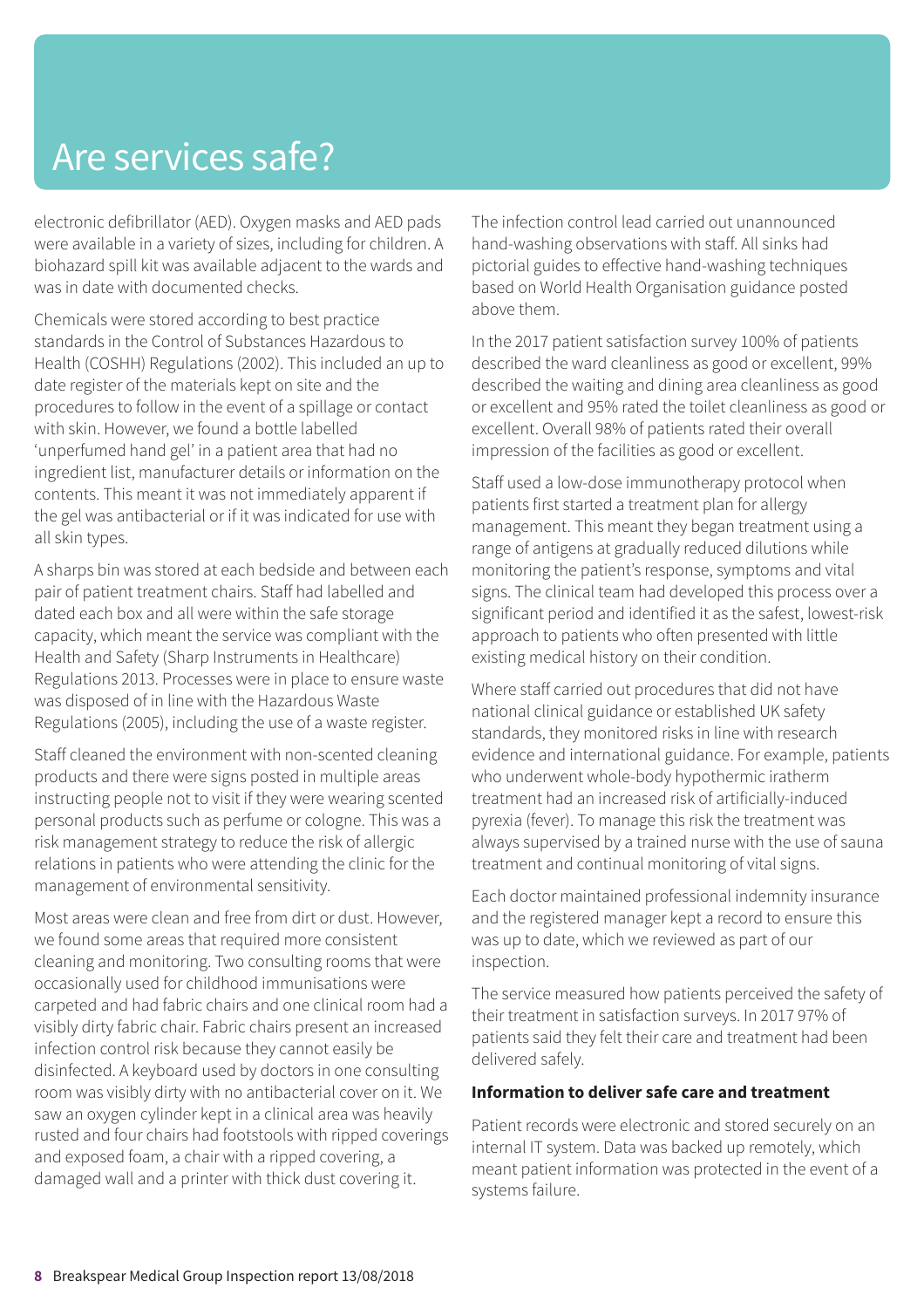# Are services safe?

electronic defibrillator (AED). Oxygen masks and AED pads were available in a variety of sizes, including for children. A biohazard spill kit was available adjacent to the wards and was in date with documented checks.

Chemicals were stored according to best practice standards in the Control of Substances Hazardous to Health (COSHH) Regulations (2002). This included an up to date register of the materials kept on site and the procedures to follow in the event of a spillage or contact with skin. However, we found a bottle labelled 'unperfumed hand gel' in a patient area that had no ingredient list, manufacturer details or information on the contents. This meant it was not immediately apparent if the gel was antibacterial or if it was indicated for use with all skin types.

A sharps bin was stored at each bedside and between each pair of patient treatment chairs. Staff had labelled and dated each box and all were within the safe storage capacity, which meant the service was compliant with the Health and Safety (Sharp Instruments in Healthcare) Regulations 2013. Processes were in place to ensure waste was disposed of in line with the Hazardous Waste Regulations (2005), including the use of a waste register.

Staff cleaned the environment with non-scented cleaning products and there were signs posted in multiple areas instructing people not to visit if they were wearing scented personal products such as perfume or cologne. This was a risk management strategy to reduce the risk of allergic relations in patients who were attending the clinic for the management of environmental sensitivity.

Most areas were clean and free from dirt or dust. However, we found some areas that required more consistent cleaning and monitoring. Two consulting rooms that were occasionally used for childhood immunisations were carpeted and had fabric chairs and one clinical room had a visibly dirty fabric chair. Fabric chairs present an increased infection control risk because they cannot easily be disinfected. A keyboard used by doctors in one consulting room was visibly dirty with no antibacterial cover on it. We saw an oxygen cylinder kept in a clinical area was heavily rusted and four chairs had footstools with ripped coverings and exposed foam, a chair with a ripped covering, a damaged wall and a printer with thick dust covering it.

The infection control lead carried out unannounced hand-washing observations with staff. All sinks had pictorial guides to effective hand-washing techniques based on World Health Organisation guidance posted above them.

In the 2017 patient satisfaction survey 100% of patients described the ward cleanliness as good or excellent, 99% described the waiting and dining area cleanliness as good or excellent and 95% rated the toilet cleanliness as good or excellent. Overall 98% of patients rated their overall impression of the facilities as good or excellent.

Staff used a low-dose immunotherapy protocol when patients first started a treatment plan for allergy management. This meant they began treatment using a range of antigens at gradually reduced dilutions while monitoring the patient's response, symptoms and vital signs. The clinical team had developed this process over a significant period and identified it as the safest, lowest-risk approach to patients who often presented with little existing medical history on their condition.

Where staff carried out procedures that did not have national clinical guidance or established UK safety standards, they monitored risks in line with research evidence and international guidance. For example, patients who underwent whole-body hypothermic iratherm treatment had an increased risk of artificially-induced pyrexia (fever). To manage this risk the treatment was always supervised by a trained nurse with the use of sauna treatment and continual monitoring of vital signs.

Each doctor maintained professional indemnity insurance and the registered manager kept a record to ensure this was up to date, which we reviewed as part of our inspection.

The service measured how patients perceived the safety of their treatment in satisfaction surveys. In 2017 97% of patients said they felt their care and treatment had been delivered safely.

**Information to deliver safe care and treatment**

Patient records were electronic and stored securely on an internal IT system. Data was backed up remotely, which meant patient information was protected in the event of a systems failure.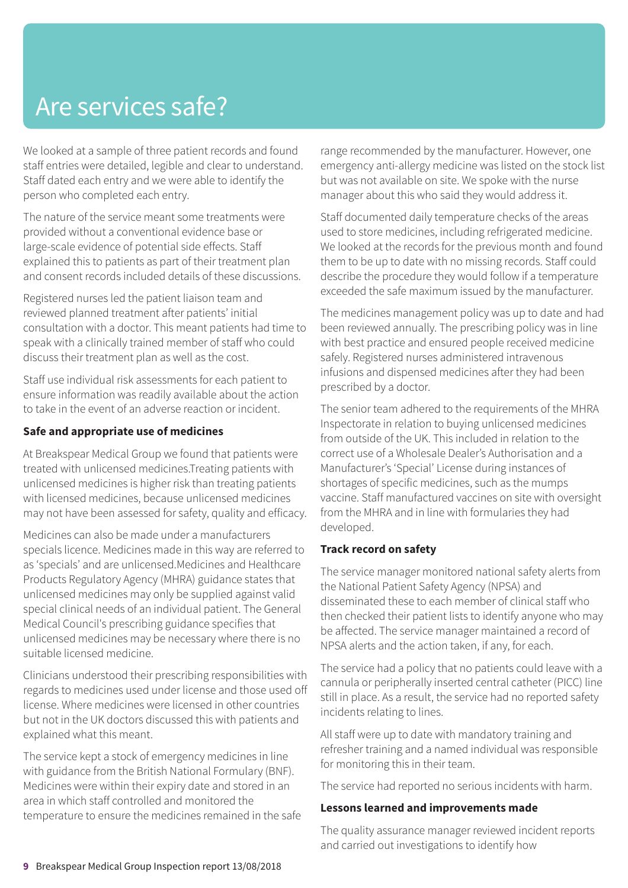# Are services safe?

We looked at a sample of three patient records and found staff entries were detailed, legible and clear to understand. Staff dated each entry and we were able to identify the person who completed each entry.

The nature of the service meant some treatments were provided without a conventional evidence base or large-scale evidence of potential side effects. Staff explained this to patients as part of their treatment plan and consent records included details of these discussions.

Registered nurses led the patient liaison team and reviewed planned treatment after patients' initial consultation with a doctor. This meant patients had time to speak with a clinically trained member of staff who could discuss their treatment plan as well as the cost.

Staff use individual risk assessments for each patient to ensure information was readily available about the action to take in the event of an adverse reaction or incident.

**Safe and appropriate use of medicines**

At Breakspear Medical Group we found that patients were treated with unlicensed medicines.Treating patients with unlicensed medicines is higher risk than treating patients with licensed medicines, because unlicensed medicines may not have been assessed for safety, quality and efficacy.

Medicines can also be made under a manufacturers specials licence. Medicines made in this way are referred to as 'specials' and are unlicensed.Medicines and Healthcare Products Regulatory Agency (MHRA) guidance states that unlicensed medicines may only be supplied against valid special clinical needs of an individual patient. The General Medical Council's prescribing guidance specifies that unlicensed medicines may be necessary where there is no suitable licensed medicine.

Clinicians understood their prescribing responsibilities with regards to medicines used under license and those used off license. Where medicines were licensed in other countries but not in the UK doctors discussed this with patients and explained what this meant.

The service kept a stock of emergency medicines in line with guidance from the British National Formulary (BNF). Medicines were within their expiry date and stored in an area in which staff controlled and monitored the temperature to ensure the medicines remained in the safe range recommended by the manufacturer. However, one emergency anti-allergy medicine was listed on the stock list but was not available on site. We spoke with the nurse manager about this who said they would address it.

Staff documented daily temperature checks of the areas used to store medicines, including refrigerated medicine. We looked at the records for the previous month and found them to be up to date with no missing records. Staff could describe the procedure they would follow if a temperature exceeded the safe maximum issued by the manufacturer.

The medicines management policy was up to date and had been reviewed annually. The prescribing policy was in line with best practice and ensured people received medicine safely. Registered nurses administered intravenous infusions and dispensed medicines after they had been prescribed by a doctor.

The senior team adhered to the requirements of the MHRA Inspectorate in relation to buying unlicensed medicines from outside of the UK. This included in relation to the correct use of a Wholesale Dealer's Authorisation and a Manufacturer's 'Special' License during instances of shortages of specific medicines, such as the mumps vaccine. Staff manufactured vaccines on site with oversight from the MHRA and in line with formularies they had developed.

**Track record on safety**

The service manager monitored national safety alerts from the National Patient Safety Agency (NPSA) and disseminated these to each member of clinical staff who then checked their patient lists to identify anyone who may be affected. The service manager maintained a record of NPSA alerts and the action taken, if any, for each.

The service had a policy that no patients could leave with a cannula or peripherally inserted central catheter (PICC) line still in place. As a result, the service had no reported safety incidents relating to lines.

All staff were up to date with mandatory training and refresher training and a named individual was responsible for monitoring this in their team.

The service had reported no serious incidents with harm.

**Lessons learned and improvements made**

The quality assurance manager reviewed incident reports and carried out investigations to identify how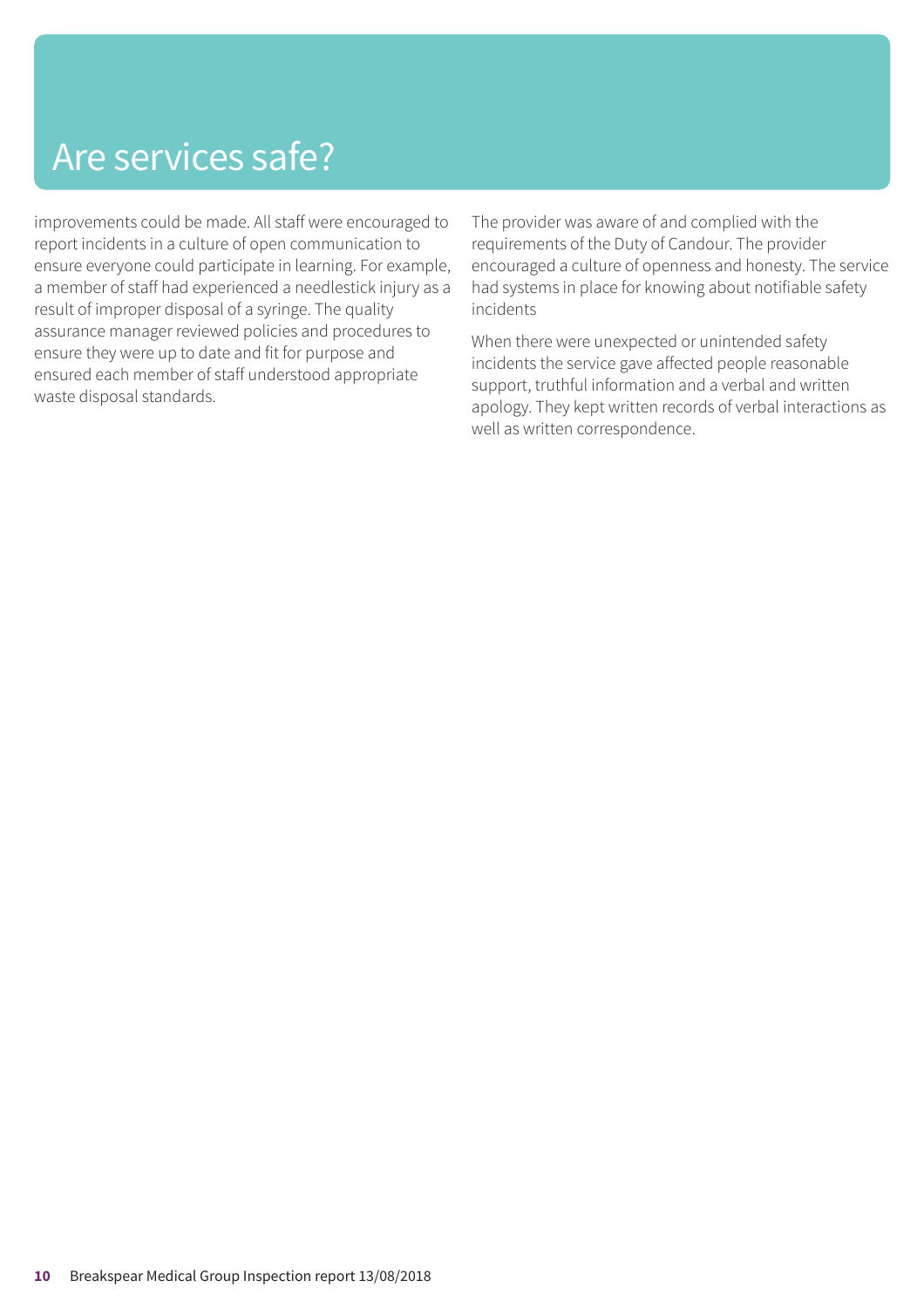# Are services safe?

improvements could be made. All staff were encouraged to report incidents in a culture of open communication to ensure everyone could participate in learning. For example, a member of staff had experienced a needlestick injury as a result of improper disposal of a syringe. The quality assurance manager reviewed policies and procedures to ensure they were up to date and fit for purpose and ensured each member of staff understood appropriate waste disposal standards.

The provider was aware of and complied with the requirements of the Duty of Candour. The provider encouraged a culture of openness and honesty. The service had systems in place for knowing about notifiable safety incidents

When there were unexpected or unintended safety incidents the service gave affected people reasonable support, truthful information and a verbal and written apology. They kept written records of verbal interactions as well as written correspondence.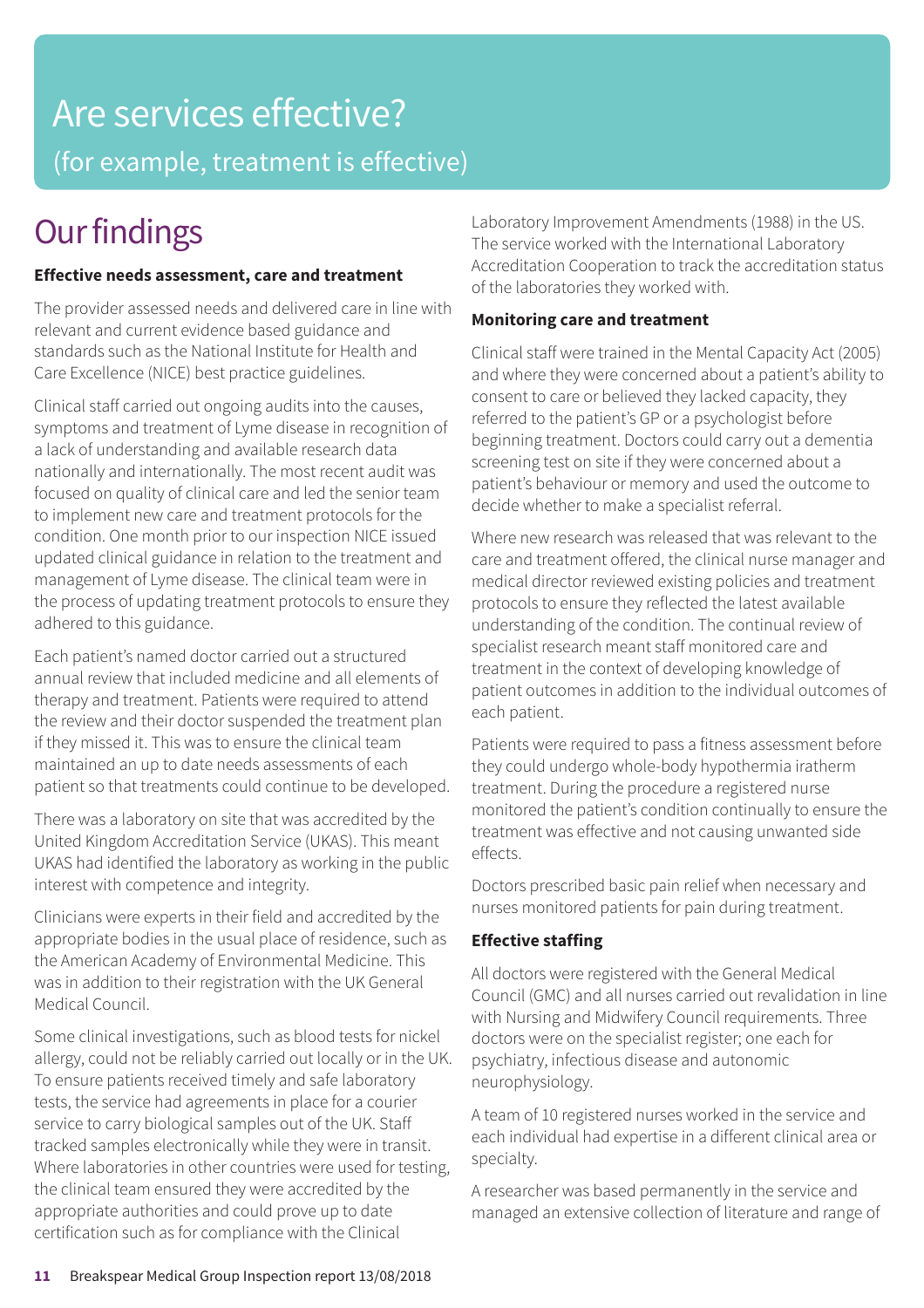# Are services effective?

(for example, treatment is effective)

## Our findings

**Effective needs assessment, care and treatment**

The provider assessed needs and delivered care in line with relevant and current evidence based guidance and standards such as the National Institute for Health and Care Excellence (NICE) best practice guidelines.

Clinical staff carried out ongoing audits into the causes, symptoms and treatment of Lyme disease in recognition of a lack of understanding and available research data nationally and internationally. The most recent audit was focused on quality of clinical care and led the senior team to implement new care and treatment protocols for the condition. One month prior to our inspection NICE issued updated clinical guidance in relation to the treatment and management of Lyme disease. The clinical team were in the process of updating treatment protocols to ensure they adhered to this guidance.

Each patient's named doctor carried out a structured annual review that included medicine and all elements of therapy and treatment. Patients were required to attend the review and their doctor suspended the treatment plan if they missed it. This was to ensure the clinical team maintained an up to date needs assessments of each patient so that treatments could continue to be developed.

There was a laboratory on site that was accredited by the United Kingdom Accreditation Service (UKAS). This meant UKAS had identified the laboratory as working in the public interest with competence and integrity.

Clinicians were experts in their field and accredited by the appropriate bodies in the usual place of residence, such as the American Academy of Environmental Medicine. This was in addition to their registration with the UK General Medical Council.

Some clinical investigations, such as blood tests for nickel allergy, could not be reliably carried out locally or in the UK. To ensure patients received timely and safe laboratory tests, the service had agreements in place for a courier service to carry biological samples out of the UK. Staff tracked samples electronically while they were in transit. Where laboratories in other countries were used for testing, the clinical team ensured they were accredited by the appropriate authorities and could prove up to date certification such as for compliance with the Clinical Laboratory Improvement Amendments (1988) in the US. The service worked with the International Laboratory Accreditation Cooperation to track the accreditation status of the laboratories they worked with.

**Monitoring care and treatment**

Clinical staff were trained in the Mental Capacity Act (2005) and where they were concerned about a patient's ability to consent to care or believed they lacked capacity, they referred to the patient's GP or a psychologist before beginning treatment. Doctors could carry out a dementia screening test on site if they were concerned about a patient's behaviour or memory and used the outcome to decide whether to make a specialist referral.

Where new research was released that was relevant to the care and treatment offered, the clinical nurse manager and medical director reviewed existing policies and treatment protocols to ensure they reflected the latest available understanding of the condition. The continual review of specialist research meant staff monitored care and treatment in the context of developing knowledge of patient outcomes in addition to the individual outcomes of each patient.

Patients were required to pass a fitness assessment before they could undergo whole-body hypothermia iratherm treatment. During the procedure a registered nurse monitored the patient's condition continually to ensure the treatment was effective and not causing unwanted side effects.

Doctors prescribed basic pain relief when necessary and nurses monitored patients for pain during treatment.

**Effective staffing**

All doctors were registered with the General Medical Council (GMC) and all nurses carried out revalidation in line with Nursing and Midwifery Council requirements. Three doctors were on the specialist register; one each for psychiatry, infectious disease and autonomic neurophysiology.

A team of 10 registered nurses worked in the service and each individual had expertise in a different clinical area or specialty.

A researcher was based permanently in the service and managed an extensive collection of literature and range of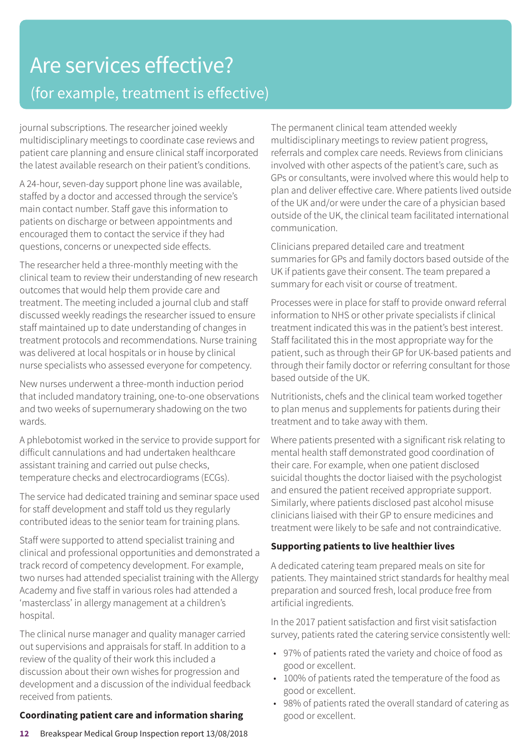# Are services effective?

## (for example, treatment is effective)

journal subscriptions. The researcher joined weekly multidisciplinary meetings to coordinate case reviews and patient care planning and ensure clinical staff incorporated the latest available research on their patient's conditions.

A 24-hour, seven-day support phone line was available, staffed by a doctor and accessed through the service's main contact number. Staff gave this information to patients on discharge or between appointments and encouraged them to contact the service if they had questions, concerns or unexpected side effects.

The researcher held a three-monthly meeting with the clinical team to review their understanding of new research outcomes that would help them provide care and treatment. The meeting included a journal club and staff discussed weekly readings the researcher issued to ensure staff maintained up to date understanding of changes in treatment protocols and recommendations. Nurse training was delivered at local hospitals or in house by clinical nurse specialists who assessed everyone for competency.

New nurses underwent a three-month induction period that included mandatory training, one-to-one observations and two weeks of supernumerary shadowing on the two wards.

A phlebotomist worked in the service to provide support for difficult cannulations and had undertaken healthcare assistant training and carried out pulse checks, temperature checks and electrocardiograms (ECGs).

The service had dedicated training and seminar space used for staff development and staff told us they regularly contributed ideas to the senior team for training plans.

Staff were supported to attend specialist training and clinical and professional opportunities and demonstrated a track record of competency development. For example, two nurses had attended specialist training with the Allergy Academy and five staff in various roles had attended a 'masterclass' in allergy management at a children's hospital.

The clinical nurse manager and quality manager carried out supervisions and appraisals for staff. In addition to a review of the quality of their work this included a discussion about their own wishes for progression and development and a discussion of the individual feedback received from patients.

**Coordinating patient care and information sharing**

The permanent clinical team attended weekly multidisciplinary meetings to review patient progress, referrals and complex care needs. Reviews from clinicians involved with other aspects of the patient's care, such as GPs or consultants, were involved where this would help to plan and deliver effective care. Where patients lived outside of the UK and/or were under the care of a physician based outside of the UK, the clinical team facilitated international communication.

Clinicians prepared detailed care and treatment summaries for GPs and family doctors based outside of the UK if patients gave their consent. The team prepared a summary for each visit or course of treatment.

Processes were in place for staff to provide onward referral information to NHS or other private specialists if clinical treatment indicated this was in the patient's best interest. Staff facilitated this in the most appropriate way for the patient, such as through their GP for UK-based patients and through their family doctor or referring consultant for those based outside of the UK.

Nutritionists, chefs and the clinical team worked together to plan menus and supplements for patients during their treatment and to take away with them.

Where patients presented with a significant risk relating to mental health staff demonstrated good coordination of their care. For example, when one patient disclosed suicidal thoughts the doctor liaised with the psychologist and ensured the patient received appropriate support. Similarly, where patients disclosed past alcohol misuse clinicians liaised with their GP to ensure medicines and treatment were likely to be safe and not contraindicative.

**Supporting patients to live healthier lives**

A dedicated catering team prepared meals on site for patients. They maintained strict standards for healthy meal preparation and sourced fresh, local produce free from artificial ingredients.

In the 2017 patient satisfaction and first visit satisfaction survey, patients rated the catering service consistently well:

- 97% of patients rated the variety and choice of food as good or excellent.
- 100% of patients rated the temperature of the food as good or excellent.
- 98% of patients rated the overall standard of catering as good or excellent.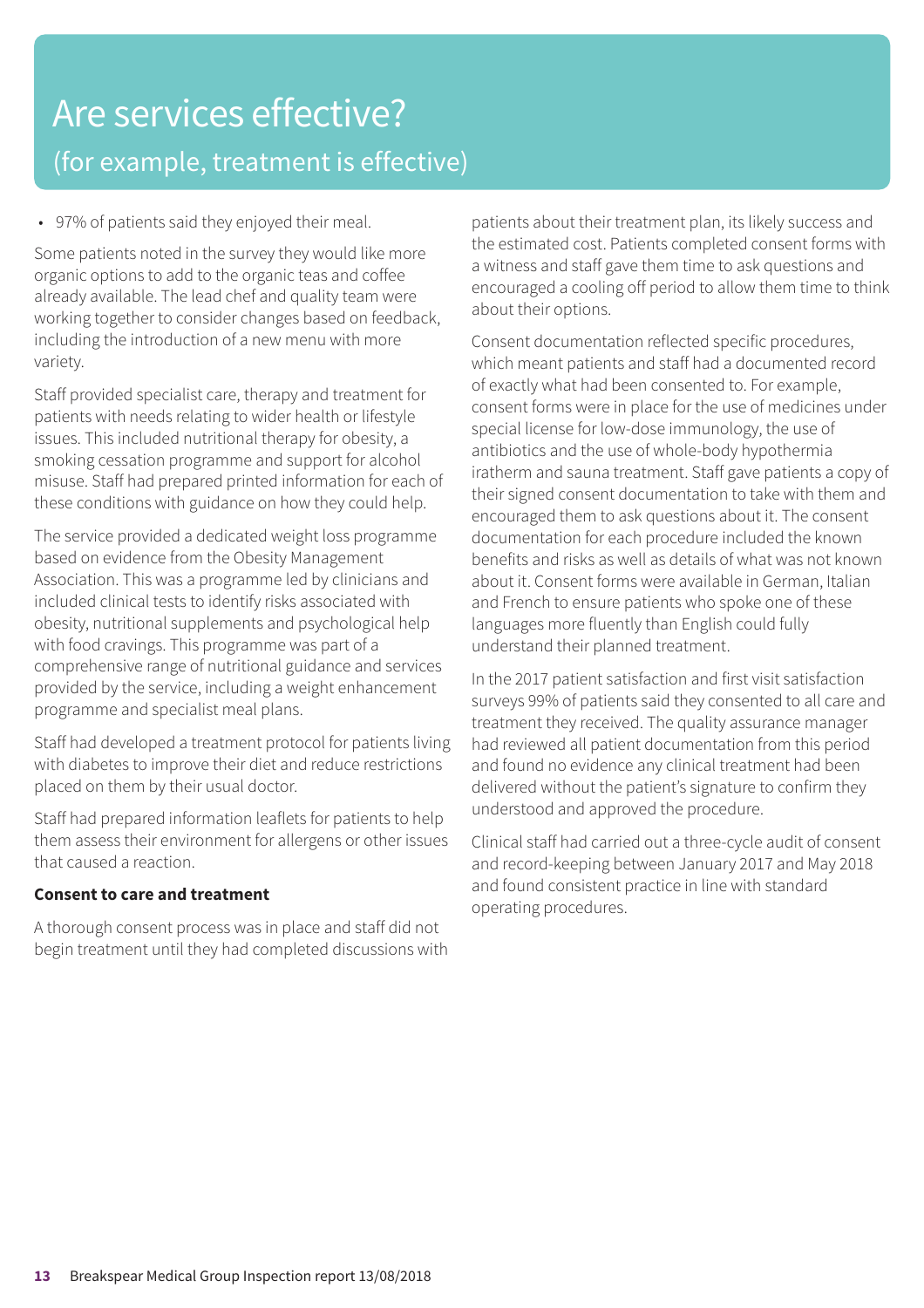# Are services effective?

## (for example, treatment is effective)

- 97% of patients said they enjoyed their meal.

Some patients noted in the survey they would like more organic options to add to the organic teas and coffee already available. The lead chef and quality team were working together to consider changes based on feedback, including the introduction of a new menu with more variety.

Staff provided specialist care, therapy and treatment for patients with needs relating to wider health or lifestyle issues. This included nutritional therapy for obesity, a smoking cessation programme and support for alcohol misuse. Staff had prepared printed information for each of these conditions with guidance on how they could help.

The service provided a dedicated weight loss programme based on evidence from the Obesity Management Association. This was a programme led by clinicians and included clinical tests to identify risks associated with obesity, nutritional supplements and psychological help with food cravings. This programme was part of a comprehensive range of nutritional guidance and services provided by the service, including a weight enhancement programme and specialist meal plans.

Staff had developed a treatment protocol for patients living with diabetes to improve their diet and reduce restrictions placed on them by their usual doctor.

Staff had prepared information leaflets for patients to help them assess their environment for allergens or other issues that caused a reaction.

**Consent to care and treatment**

A thorough consent process was in place and staff did not begin treatment until they had completed discussions with patients about their treatment plan, its likely success and the estimated cost. Patients completed consent forms with a witness and staff gave them time to ask questions and encouraged a cooling off period to allow them time to think about their options.

Consent documentation reflected specific procedures, which meant patients and staff had a documented record of exactly what had been consented to. For example, consent forms were in place for the use of medicines under special license for low-dose immunology, the use of antibiotics and the use of whole-body hypothermia iratherm and sauna treatment. Staff gave patients a copy of their signed consent documentation to take with them and encouraged them to ask questions about it. The consent documentation for each procedure included the known benefits and risks as well as details of what was not known about it. Consent forms were available in German, Italian and French to ensure patients who spoke one of these languages more fluently than English could fully understand their planned treatment.

In the 2017 patient satisfaction and first visit satisfaction surveys 99% of patients said they consented to all care and treatment they received. The quality assurance manager had reviewed all patient documentation from this period and found no evidence any clinical treatment had been delivered without the patient's signature to confirm they understood and approved the procedure.

Clinical staff had carried out a three-cycle audit of consent and record-keeping between January 2017 and May 2018 and found consistent practice in line with standard operating procedures.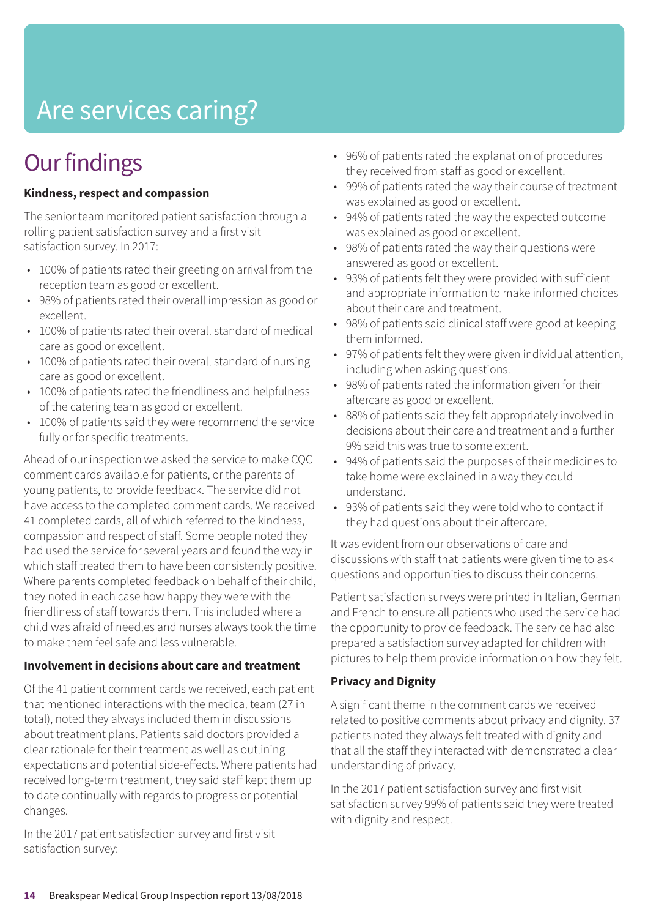# Are services caring?

## Our findings

**Kindness, respect and compassion**

The senior team monitored patient satisfaction through a rolling patient satisfaction survey and a first visit satisfaction survey. In 2017:

- 100% of patients rated their greeting on arrival from the reception team as good or excellent.
- 98% of patients rated their overall impression as good or excellent.
- 100% of patients rated their overall standard of medical care as good or excellent.
- 100% of patients rated their overall standard of nursing care as good or excellent.
- 100% of patients rated the friendliness and helpfulness of the catering team as good or excellent.
- 100% of patients said they were recommend the service fully or for specific treatments.

Ahead of our inspection we asked the service to make CQC comment cards available for patients, or the parents of young patients, to provide feedback. The service did not have access to the completed comment cards. We received 41 completed cards, all of which referred to the kindness, compassion and respect of staff. Some people noted they had used the service for several years and found the way in which staff treated them to have been consistently positive. Where parents completed feedback on behalf of their child, they noted in each case how happy they were with the friendliness of staff towards them. This included where a child was afraid of needles and nurses always took the time to make them feel safe and less vulnerable.

**Involvement in decisions about care and treatment**

Of the 41 patient comment cards we received, each patient that mentioned interactions with the medical team (27 in total), noted they always included them in discussions about treatment plans. Patients said doctors provided a clear rationale for their treatment as well as outlining expectations and potential side-effects. Where patients had received long-term treatment, they said staff kept them up to date continually with regards to progress or potential changes.

In the 2017 patient satisfaction survey and first visit satisfaction survey:

- 96% of patients rated the explanation of procedures they received from staff as good or excellent.
- 99% of patients rated the way their course of treatment was explained as good or excellent.
- 94% of patients rated the way the expected outcome was explained as good or excellent.
- 98% of patients rated the way their questions were answered as good or excellent.
- 93% of patients felt they were provided with sufficient and appropriate information to make informed choices about their care and treatment.
- 98% of patients said clinical staff were good at keeping them informed.
- 97% of patients felt they were given individual attention, including when asking questions.
- 98% of patients rated the information given for their aftercare as good or excellent.
- 88% of patients said they felt appropriately involved in decisions about their care and treatment and a further 9% said this was true to some extent.
- 94% of patients said the purposes of their medicines to take home were explained in a way they could understand.
- 93% of patients said they were told who to contact if they had questions about their aftercare.

It was evident from our observations of care and discussions with staff that patients were given time to ask questions and opportunities to discuss their concerns.

Patient satisfaction surveys were printed in Italian, German and French to ensure all patients who used the service had the opportunity to provide feedback. The service had also prepared a satisfaction survey adapted for children with pictures to help them provide information on how they felt.

**Privacy and Dignity**

A significant theme in the comment cards we received related to positive comments about privacy and dignity. 37 patients noted they always felt treated with dignity and that all the staff they interacted with demonstrated a clear understanding of privacy.

In the 2017 patient satisfaction survey and first visit satisfaction survey 99% of patients said they were treated with dignity and respect.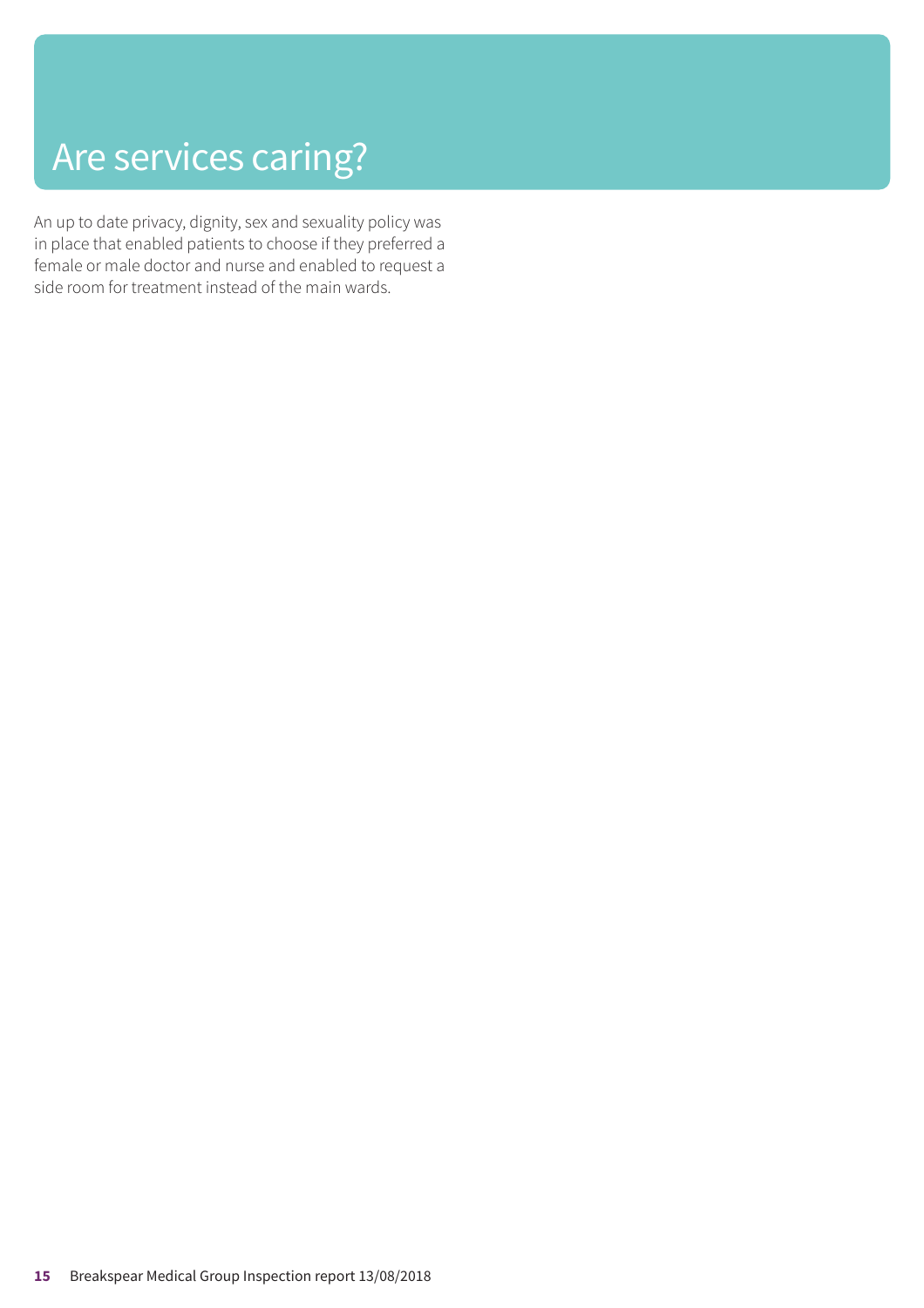# Are services caring?

An up to date privacy, dignity, sex and sexuality policy was in place that enabled patients to choose if they preferred a female or male doctor and nurse and enabled to request a side room for treatment instead of the main wards.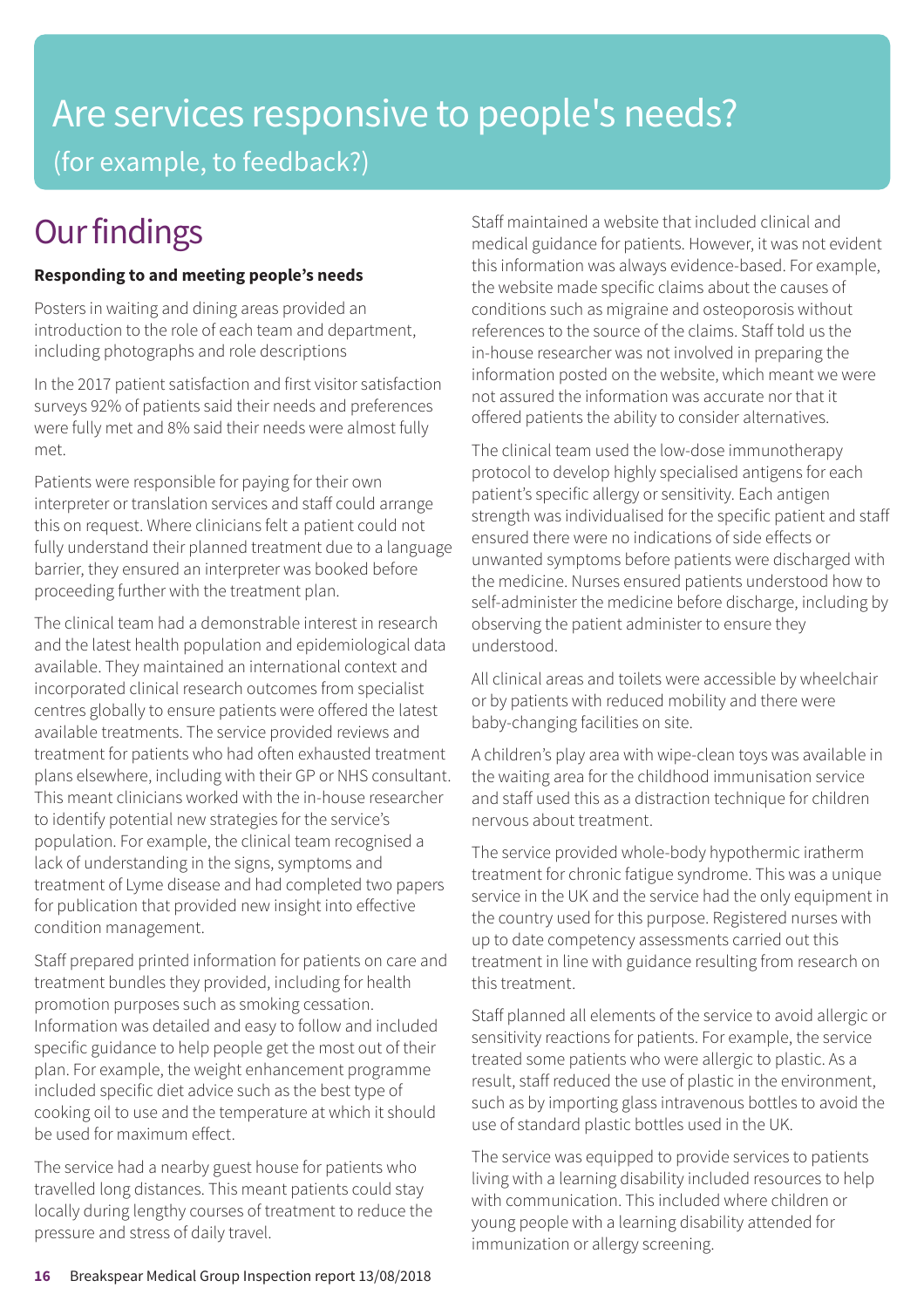# Are services responsive to people's needs?

(for example, to feedback?)

## Our findings

**Responding to and meeting people's needs**

Posters in waiting and dining areas provided an introduction to the role of each team and department, including photographs and role descriptions

In the 2017 patient satisfaction and first visitor satisfaction surveys 92% of patients said their needs and preferences were fully met and 8% said their needs were almost fully met.

Patients were responsible for paying for their own interpreter or translation services and staff could arrange this on request. Where clinicians felt a patient could not fully understand their planned treatment due to a language barrier, they ensured an interpreter was booked before proceeding further with the treatment plan.

The clinical team had a demonstrable interest in research and the latest health population and epidemiological data available. They maintained an international context and incorporated clinical research outcomes from specialist centres globally to ensure patients were offered the latest available treatments. The service provided reviews and treatment for patients who had often exhausted treatment plans elsewhere, including with their GP or NHS consultant. This meant clinicians worked with the in-house researcher to identify potential new strategies for the service's population. For example, the clinical team recognised a lack of understanding in the signs, symptoms and treatment of Lyme disease and had completed two papers for publication that provided new insight into effective condition management.

Staff prepared printed information for patients on care and treatment bundles they provided, including for health promotion purposes such as smoking cessation. Information was detailed and easy to follow and included specific guidance to help people get the most out of their plan. For example, the weight enhancement programme included specific diet advice such as the best type of cooking oil to use and the temperature at which it should be used for maximum effect.

The service had a nearby guest house for patients who travelled long distances. This meant patients could stay locally during lengthy courses of treatment to reduce the pressure and stress of daily travel.

Staff maintained a website that included clinical and medical guidance for patients. However, it was not evident this information was always evidence-based. For example, the website made specific claims about the causes of conditions such as migraine and osteoporosis without references to the source of the claims. Staff told us the in-house researcher was not involved in preparing the information posted on the website, which meant we were not assured the information was accurate nor that it offered patients the ability to consider alternatives.

The clinical team used the low-dose immunotherapy protocol to develop highly specialised antigens for each patient's specific allergy or sensitivity. Each antigen strength was individualised for the specific patient and staff ensured there were no indications of side effects or unwanted symptoms before patients were discharged with the medicine. Nurses ensured patients understood how to self-administer the medicine before discharge, including by observing the patient administer to ensure they understood.

All clinical areas and toilets were accessible by wheelchair or by patients with reduced mobility and there were baby-changing facilities on site.

A children's play area with wipe-clean toys was available in the waiting area for the childhood immunisation service and staff used this as a distraction technique for children nervous about treatment.

The service provided whole-body hypothermic iratherm treatment for chronic fatigue syndrome. This was a unique service in the UK and the service had the only equipment in the country used for this purpose. Registered nurses with up to date competency assessments carried out this treatment in line with guidance resulting from research on this treatment.

Staff planned all elements of the service to avoid allergic or sensitivity reactions for patients. For example, the service treated some patients who were allergic to plastic. As a result, staff reduced the use of plastic in the environment, such as by importing glass intravenous bottles to avoid the use of standard plastic bottles used in the UK.

The service was equipped to provide services to patients living with a learning disability included resources to help with communication. This included where children or young people with a learning disability attended for immunization or allergy screening.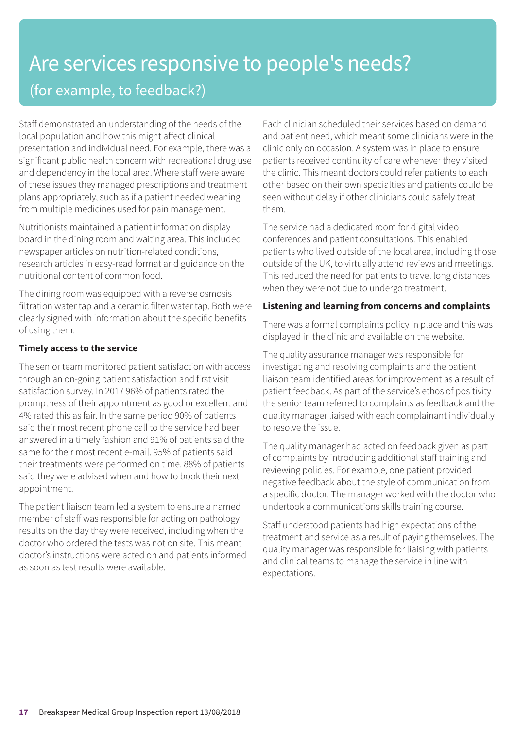# Are services responsive to people's needs?

## (for example, to feedback?)

Staff demonstrated an understanding of the needs of the local population and how this might affect clinical presentation and individual need. For example, there was a significant public health concern with recreational drug use and dependency in the local area. Where staff were aware of these issues they managed prescriptions and treatment plans appropriately, such as if a patient needed weaning from multiple medicines used for pain management.

Nutritionists maintained a patient information display board in the dining room and waiting area. This included newspaper articles on nutrition-related conditions, research articles in easy-read format and guidance on the nutritional content of common food.

The dining room was equipped with a reverse osmosis filtration water tap and a ceramic filter water tap. Both were clearly signed with information about the specific benefits of using them.

**Timely access to the service**

The senior team monitored patient satisfaction with access through an on-going patient satisfaction and first visit satisfaction survey. In 2017 96% of patients rated the promptness of their appointment as good or excellent and 4% rated this as fair. In the same period 90% of patients said their most recent phone call to the service had been answered in a timely fashion and 91% of patients said the same for their most recent e-mail. 95% of patients said their treatments were performed on time. 88% of patients said they were advised when and how to book their next appointment.

The patient liaison team led a system to ensure a named member of staff was responsible for acting on pathology results on the day they were received, including when the doctor who ordered the tests was not on site. This meant doctor's instructions were acted on and patients informed as soon as test results were available.

Each clinician scheduled their services based on demand and patient need, which meant some clinicians were in the clinic only on occasion. A system was in place to ensure patients received continuity of care whenever they visited the clinic. This meant doctors could refer patients to each other based on their own specialties and patients could be seen without delay if other clinicians could safely treat them.

The service had a dedicated room for digital video conferences and patient consultations. This enabled patients who lived outside of the local area, including those outside of the UK, to virtually attend reviews and meetings. This reduced the need for patients to travel long distances when they were not due to undergo treatment.

**Listening and learning from concerns and complaints**

There was a formal complaints policy in place and this was displayed in the clinic and available on the website.

The quality assurance manager was responsible for investigating and resolving complaints and the patient liaison team identified areas for improvement as a result of patient feedback. As part of the service's ethos of positivity the senior team referred to complaints as feedback and the quality manager liaised with each complainant individually to resolve the issue.

The quality manager had acted on feedback given as part of complaints by introducing additional staff training and reviewing policies. For example, one patient provided negative feedback about the style of communication from a specific doctor. The manager worked with the doctor who undertook a communications skills training course.

Staff understood patients had high expectations of the treatment and service as a result of paying themselves. The quality manager was responsible for liaising with patients and clinical teams to manage the service in line with expectations.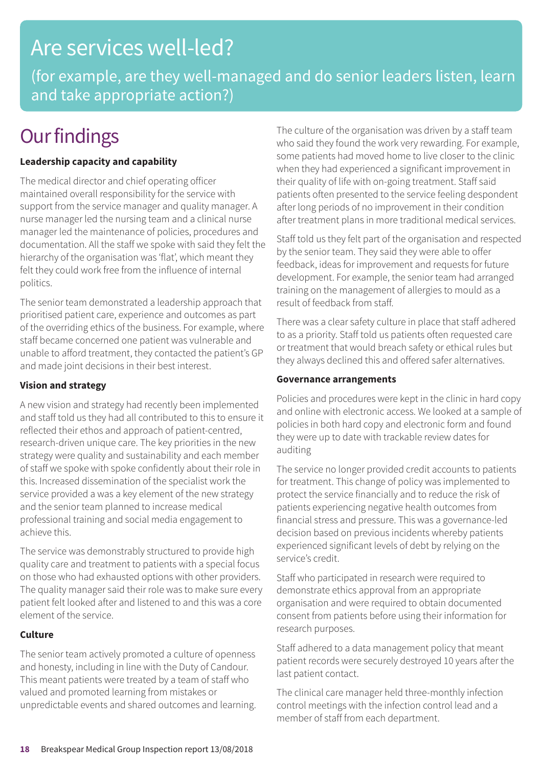# Are services well-led?

(for example, are they well-managed and do senior leaders listen, learn and take appropriate action?)

## Our findings

**Leadership capacity and capability**

The medical director and chief operating officer maintained overall responsibility for the service with support from the service manager and quality manager. A nurse manager led the nursing team and a clinical nurse manager led the maintenance of policies, procedures and documentation. All the staff we spoke with said they felt the hierarchy of the organisation was 'flat', which meant they felt they could work free from the influence of internal politics.

The senior team demonstrated a leadership approach that prioritised patient care, experience and outcomes as part of the overriding ethics of the business. For example, where staff became concerned one patient was vulnerable and unable to afford treatment, they contacted the patient's GP and made joint decisions in their best interest.

**Vision and strategy**

A new vision and strategy had recently been implemented and staff told us they had all contributed to this to ensure it reflected their ethos and approach of patient-centred, research-driven unique care. The key priorities in the new strategy were quality and sustainability and each member of staff we spoke with spoke confidently about their role in this. Increased dissemination of the specialist work the service provided a was a key element of the new strategy and the senior team planned to increase medical professional training and social media engagement to achieve this.

The service was demonstrably structured to provide high quality care and treatment to patients with a special focus on those who had exhausted options with other providers. The quality manager said their role was to make sure every patient felt looked after and listened to and this was a core element of the service.

**Culture**

The senior team actively promoted a culture of openness and honesty, including in line with the Duty of Candour. This meant patients were treated by a team of staff who valued and promoted learning from mistakes or unpredictable events and shared outcomes and learning.

The culture of the organisation was driven by a staff team who said they found the work very rewarding. For example, some patients had moved home to live closer to the clinic when they had experienced a significant improvement in their quality of life with on-going treatment. Staff said patients often presented to the service feeling despondent after long periods of no improvement in their condition after treatment plans in more traditional medical services.

Staff told us they felt part of the organisation and respected by the senior team. They said they were able to offer feedback, ideas for improvement and requests for future development. For example, the senior team had arranged training on the management of allergies to mould as a result of feedback from staff.

There was a clear safety culture in place that staff adhered to as a priority. Staff told us patients often requested care or treatment that would breach safety or ethical rules but they always declined this and offered safer alternatives.

**Governance arrangements**

Policies and procedures were kept in the clinic in hard copy and online with electronic access. We looked at a sample of policies in both hard copy and electronic form and found they were up to date with trackable review dates for auditing

The service no longer provided credit accounts to patients for treatment. This change of policy was implemented to protect the service financially and to reduce the risk of patients experiencing negative health outcomes from financial stress and pressure. This was a governance-led decision based on previous incidents whereby patients experienced significant levels of debt by relying on the service's credit.

Staff who participated in research were required to demonstrate ethics approval from an appropriate organisation and were required to obtain documented consent from patients before using their information for research purposes.

Staff adhered to a data management policy that meant patient records were securely destroyed 10 years after the last patient contact.

The clinical care manager held three-monthly infection control meetings with the infection control lead and a member of staff from each department.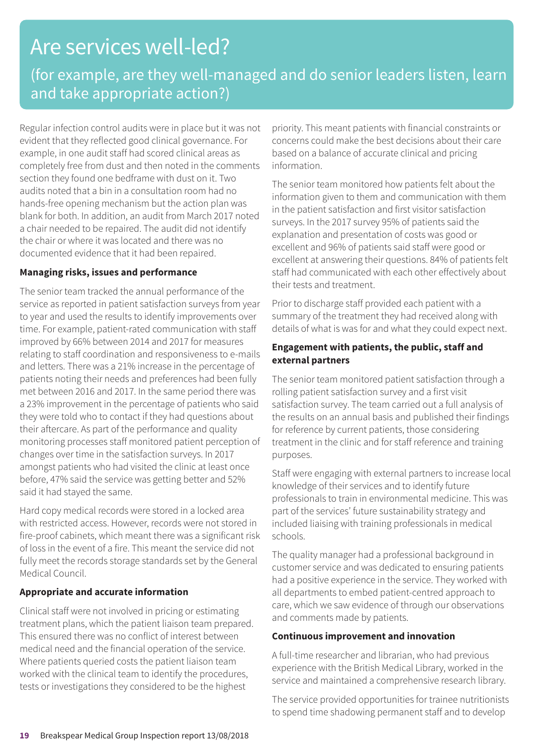# Are services well-led?

## (for example, are they well-managed and do senior leaders listen, learn and take appropriate action?)

Regular infection control audits were in place but it was not evident that they reflected good clinical governance. For example, in one audit staff had scored clinical areas as completely free from dust and then noted in the comments section they found one bedframe with dust on it. Two audits noted that a bin in a consultation room had no hands-free opening mechanism but the action plan was blank for both. In addition, an audit from March 2017 noted a chair needed to be repaired. The audit did not identify the chair or where it was located and there was no documented evidence that it had been repaired.

**Managing risks, issues and performance**

The senior team tracked the annual performance of the service as reported in patient satisfaction surveys from year to year and used the results to identify improvements over time. For example, patient-rated communication with staff improved by 66% between 2014 and 2017 for measures relating to staff coordination and responsiveness to e-mails and letters. There was a 21% increase in the percentage of patients noting their needs and preferences had been fully met between 2016 and 2017. In the same period there was a 23% improvement in the percentage of patients who said they were told who to contact if they had questions about their aftercare. As part of the performance and quality monitoring processes staff monitored patient perception of changes over time in the satisfaction surveys. In 2017 amongst patients who had visited the clinic at least once before, 47% said the service was getting better and 52% said it had stayed the same.

Hard copy medical records were stored in a locked area with restricted access. However, records were not stored in fire-proof cabinets, which meant there was a significant risk of loss in the event of a fire. This meant the service did not fully meet the records storage standards set by the General Medical Council.

**Appropriate and accurate information**

Clinical staff were not involved in pricing or estimating treatment plans, which the patient liaison team prepared. This ensured there was no conflict of interest between medical need and the financial operation of the service. Where patients queried costs the patient liaison team worked with the clinical team to identify the procedures, tests or investigations they considered to be the highest priority. This meant patients with financial constraints or concerns could make the best decisions about their care based on a balance of accurate clinical and pricing information.

The senior team monitored how patients felt about the information given to them and communication with them in the patient satisfaction and first visitor satisfaction surveys. In the 2017 survey 95% of patients said the explanation and presentation of costs was good or excellent and 96% of patients said staff were good or excellent at answering their questions. 84% of patients felt staff had communicated with each other effectively about their tests and treatment.

Prior to discharge staff provided each patient with a summary of the treatment they had received along with details of what is was for and what they could expect next.

**Engagement with patients, the public, staff and external partners**

The senior team monitored patient satisfaction through a rolling patient satisfaction survey and a first visit satisfaction survey. The team carried out a full analysis of the results on an annual basis and published their findings for reference by current patients, those considering treatment in the clinic and for staff reference and training purposes.

Staff were engaging with external partners to increase local knowledge of their services and to identify future professionals to train in environmental medicine. This was part of the services' future sustainability strategy and included liaising with training professionals in medical schools.

The quality manager had a professional background in customer service and was dedicated to ensuring patients had a positive experience in the service. They worked with all departments to embed patient-centred approach to care, which we saw evidence of through our observations and comments made by patients.

**Continuous improvement and innovation**

A full-time researcher and librarian, who had previous experience with the British Medical Library, worked in the service and maintained a comprehensive research library.

The service provided opportunities for trainee nutritionists to spend time shadowing permanent staff and to develop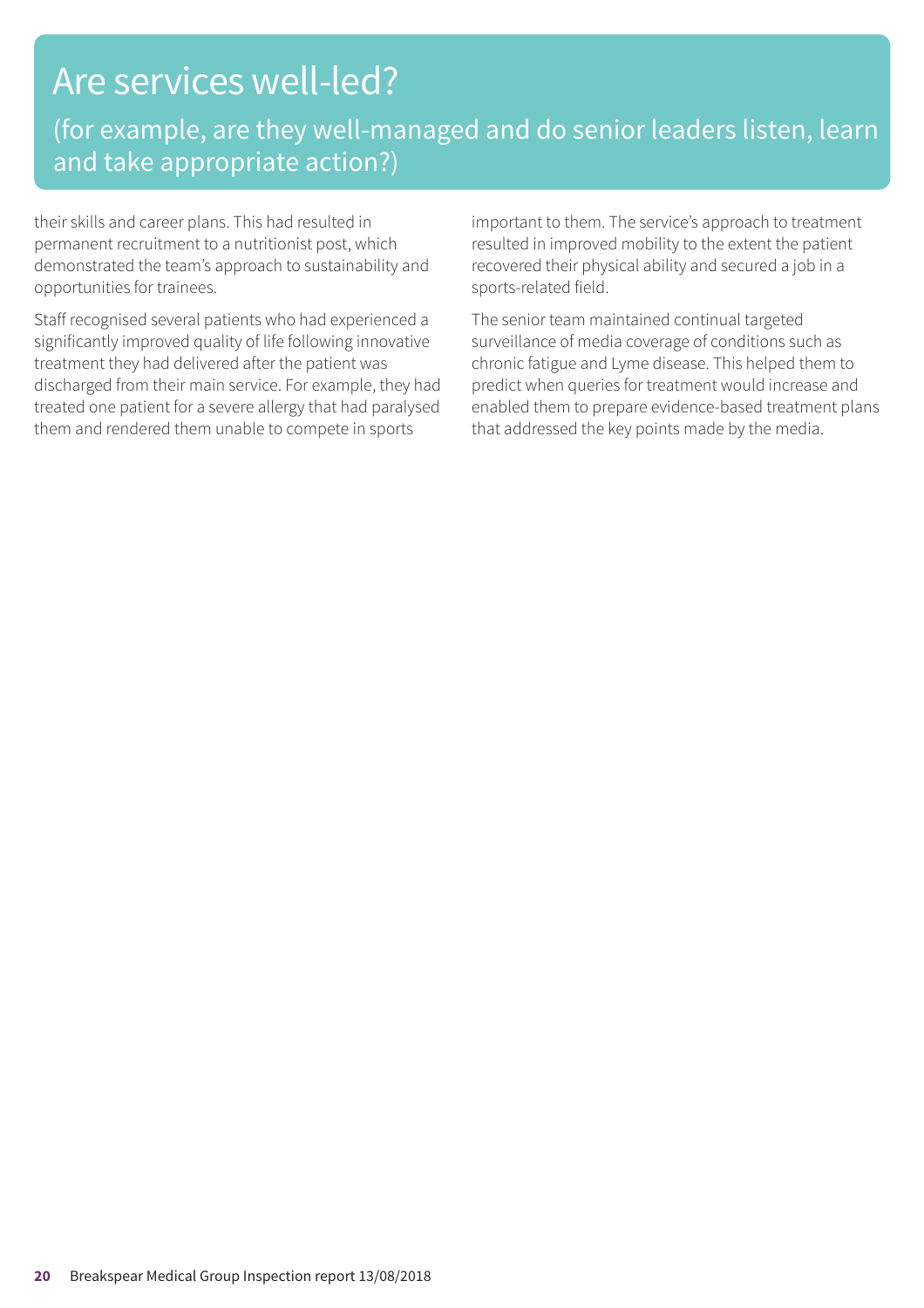# Are services well-led?

## (for example, are they well-managed and do senior leaders listen, learn and take appropriate action?)

their skills and career plans. This had resulted in permanent recruitment to a nutritionist post, which demonstrated the team's approach to sustainability and opportunities for trainees.

Staff recognised several patients who had experienced a significantly improved quality of life following innovative treatment they had delivered after the patient was discharged from their main service. For example, they had treated one patient for a severe allergy that had paralysed them and rendered them unable to compete in sports important to them. The service's approach to treatment resulted in improved mobility to the extent the patient recovered their physical ability and secured a job in a sports-related field.

The senior team maintained continual targeted surveillance of media coverage of conditions such as chronic fatigue and Lyme disease. This helped them to predict when queries for treatment would increase and enabled them to prepare evidence-based treatment plans that addressed the key points made by the media.